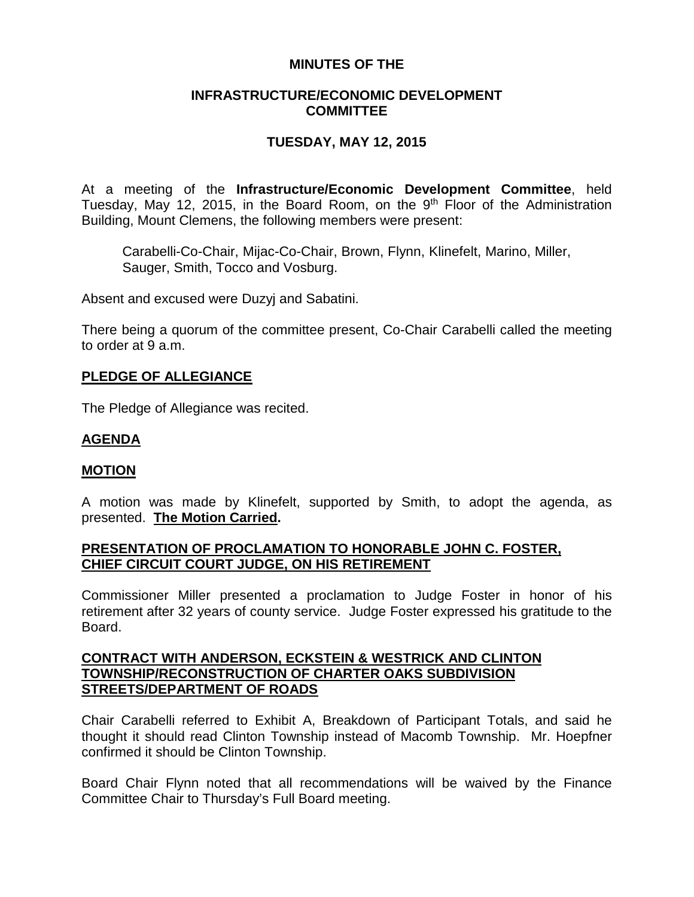# MINUTES OF THE

## INFRASTRUCTURE/ECONOMIC DEVELOPMENT COMMITTEE

## TUESDAY, MAY 12, 2015

At a meeting of the **Infrastructure/Economic Development Committee**, held Tuesday, May 12, 2015, in the Board Room, on the 9th Floor of the Administration Building, Mount Clemens, the following members were present:

Carabelli-Co-Chair, Mijac-Co-Chair, Brown, Flynn, Klinefelt, Marino, Miller, Sauger, Smith, Tocco and Vosburg.

Absent and excused were Duzyj and Sabatini.

There being a quorum of the committee present, Co-Chair Carabelli called the meeting to order at 9 a.m.

**PLEDGE OF ALLEGIANCE**

The Pledge of Allegiance was recited.

**AGENDA**

**MOTION**

A motion was made by Klinefelt, supported by Smith, to adopt the agenda, as presented. **The Motion Carried.**

**PRESENTATION OF PROCLAMATION TO HONORABLE JOHN C. FOSTER, CHIEF CIRCUIT COURT JUDGE, ON HIS RETIREMENT**

Commissioner Miller presented a proclamation to Judge Foster in honor of his retirement after 32 years of county service. Judge Foster expressed his gratitude to the Board.

**CONTRACT WITH ANDERSON, ECKSTEIN & WESTRICK AND CLINTON TOWNSHIP/RECONSTRUCTION OF CHARTER OAKS SUBDIVISION STREETS/DEPARTMENT OF ROADS**

Chair Carabelli referred to Exhibit A, Breakdown of Participant Totals, and said he thought it should read Clinton Township instead of Macomb Township. Mr. Hoepfner confirmed it should be Clinton Township.

Board Chair Flynn noted that all recommendations will be waived by the Finance Committee Chair to Thursday's Full Board meeting.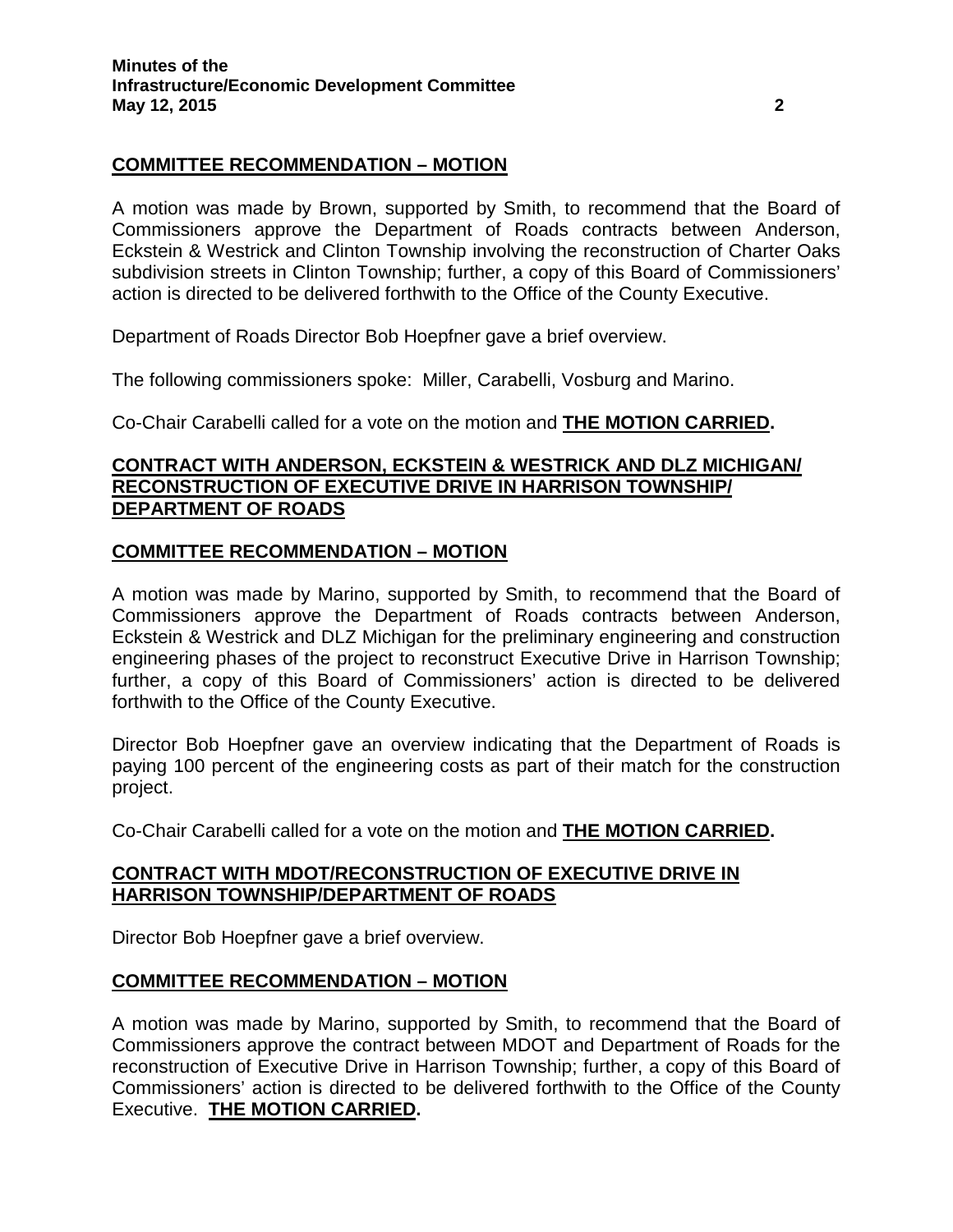**COMMITTEE RECOMMENDATION – MOTION**

A motion was made by Brown, supported by Smith, to recommend that the Board of Commissioners approve the Department of Roads contracts between Anderson, Eckstein & Westrick and Clinton Township involving the reconstruction of Charter Oaks subdivision streets in Clinton Township; further, a copy of this Board of Commissioners' action is directed to be delivered forthwith to the Office of the County Executive.

Department of Roads Director Bob Hoepfner gave a brief overview.

The following commissioners spoke: Miller, Carabelli, Vosburg and Marino.

Co-Chair Carabelli called for a vote on the motion and **THE MOTION CARRIED.**

**CONTRACT WITH ANDERSON, ECKSTEIN & WESTRICK AND DLZ MICHIGAN/ RECONSTRUCTION OF EXECUTIVE DRIVE IN HARRISON TOWNSHIP/ DEPARTMENT OF ROADS**

**COMMITTEE RECOMMENDATION – MOTION**

A motion was made by Marino, supported by Smith, to recommend that the Board of Commissioners approve the Department of Roads contracts between Anderson, Eckstein & Westrick and DLZ Michigan for the preliminary engineering and construction engineering phases of the project to reconstruct Executive Drive in Harrison Township; further, a copy of this Board of Commissioners' action is directed to be delivered forthwith to the Office of the County Executive.

Director Bob Hoepfner gave an overview indicating that the Department of Roads is paying 100 percent of the engineering costs as part of their match for the construction project.

Co-Chair Carabelli called for a vote on the motion and **THE MOTION CARRIED.**

**CONTRACT WITH MDOT/RECONSTRUCTION OF EXECUTIVE DRIVE IN HARRISON TOWNSHIP/DEPARTMENT OF ROADS**

Director Bob Hoepfner gave a brief overview.

**COMMITTEE RECOMMENDATION – MOTION**

A motion was made by Marino, supported by Smith, to recommend that the Board of Commissioners approve the contract between MDOT and Department of Roads for the reconstruction of Executive Drive in Harrison Township; further, a copy of this Board of Commissioners' action is directed to be delivered forthwith to the Office of the County Executive. **THE MOTION CARRIED.**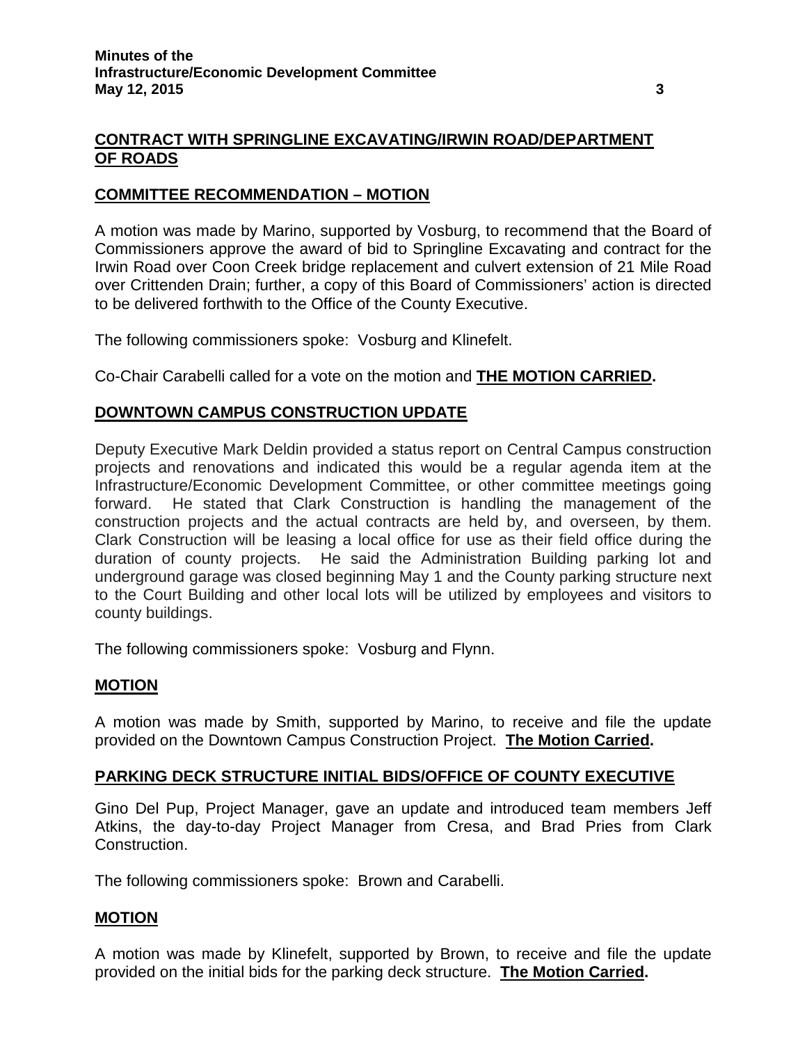## CONTRACT WITH SPRINGLINE EXCAVATING/IRWIN ROAD/DEPARTMENT OF ROADS

### COMMITTEE RECOMMENDATION – MOTION

A motion was made by Marino, supported by Vosburg, to recommend that the Board of Commissioners approve the award of bid to Springline Excavating and contract for the Irwin Road over Coon Creek bridge replacement and culvert extension of 21 Mile Road over Crittenden Drain; further, a copy of this Board of Commissioners' action is directed to be delivered forthwith to the Office of the County Executive.

The following commissioners spoke: Vosburg and Klinefelt.

Co-Chair Carabelli called for a vote on the motion and **THE MOTION CARRIED.**

## DOWNTOWN CAMPUS CONSTRUCTION UPDATE

Deputy Executive Mark Deldin provided a status report on Central Campus construction projects and renovations and indicated this would be a regular agenda item at the Infrastructure/Economic Development Committee, or other committee meetings going forward. He stated that Clark Construction is handling the management of the construction projects and the actual contracts are held by, and overseen, by them. Clark Construction will be leasing a local office for use as their field office during the duration of county projects. He said the Administration Building parking lot and underground garage was closed beginning May 1 and the County parking structure next to the Court Building and other local lots will be utilized by employees and visitors to county buildings.

The following commissioners spoke: Vosburg and Flynn.

### MOTION

A motion was made by Smith, supported by Marino, to receive and file the update provided on the Downtown Campus Construction Project. **The Motion Carried.**

## PARKING DECK STRUCTURE INITIAL BIDS/OFFICE OF COUNTY EXECUTIVE

Gino Del Pup, Project Manager, gave an update and introduced team members Jeff Atkins, the day-to-day Project Manager from Cresa, and Brad Pries from Clark Construction.

The following commissioners spoke: Brown and Carabelli.

### MOTION

A motion was made by Klinefelt, supported by Brown, to receive and file the update provided on the initial bids for the parking deck structure. **The Motion Carried.**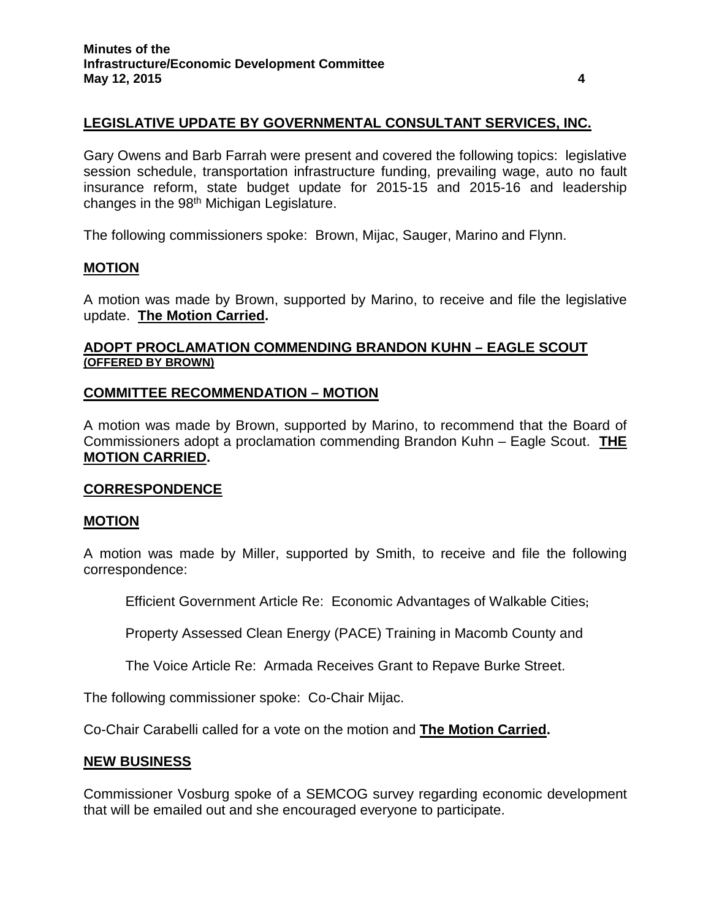## LEGISLATIVE UPDATE BY GOVERNMENTAL CONSULTANT SERVICES, INC.

Gary Owens and Barb Farrah were present and covered the following topics: legislative session schedule, transportation infrastructure funding, prevailing wage, auto no fault insurance reform, state budget update for 2015-15 and 2015-16 and leadership changes in the 98th Michigan Legislature.

The following commissioners spoke: Brown, Mijac, Sauger, Marino and Flynn.

## MOTION

A motion was made by Brown, supported by Marino, to receive and file the legislative update. **The Motion Carried.**

## ADOPT PROCLAMATION COMMENDING BRANDON KUHN – EAGLE SCOUT (OFFERED BY BROWN)

## COMMITTEE RECOMMENDATION – MOTION

A motion was made by Brown, supported by Marino, to recommend that the Board of Commissioners adopt a proclamation commending Brandon Kuhn – Eagle Scout. **THE MOTION CARRIED.**

## CORRESPONDENCE

## MOTION

A motion was made by Miller, supported by Smith, to receive and file the following correspondence:

Efficient Government Article Re: Economic Advantages of Walkable Cities;

Property Assessed Clean Energy (PACE) Training in Macomb County and

The Voice Article Re: Armada Receives Grant to Repave Burke Street.

The following commissioner spoke: Co-Chair Mijac.

Co-Chair Carabelli called for a vote on the motion and **The Motion Carried.**

## NEW BUSINESS

Commissioner Vosburg spoke of a SEMCOG survey regarding economic development that will be emailed out and she encouraged everyone to participate.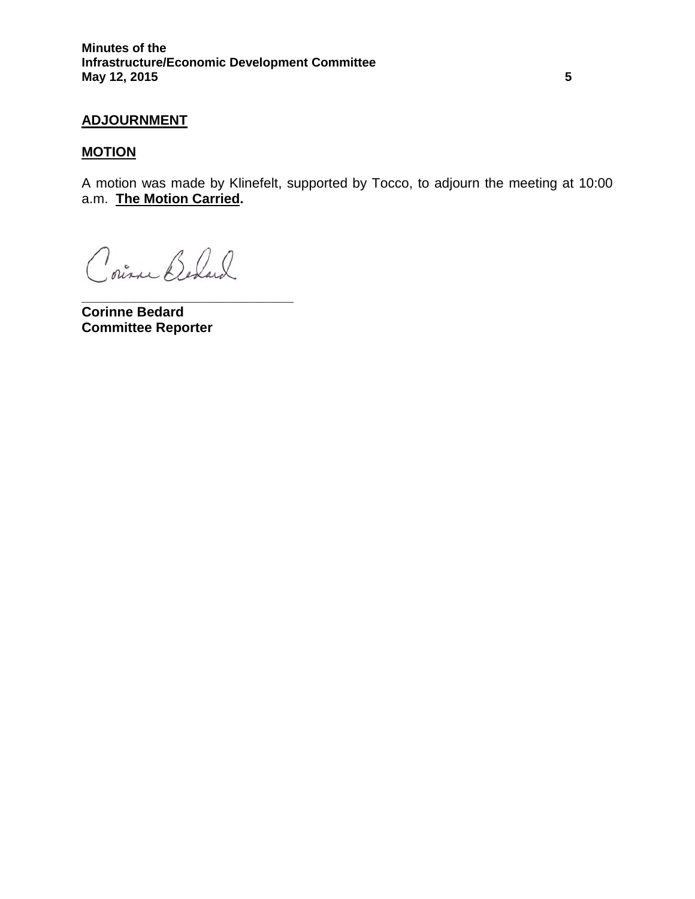## ADJOURNMENT

## MOTION

A motion was made by Klinefelt, supported by Tocco, to adjourn the meeting at 10:00 a.m. **The Motion Carried.**

\_\_\_\_\_\_\_\_\_\_\_\_\_\_\_\_\_\_\_\_\_\_\_\_\_\_\_\_\_\_

**Corinne Bedard**
**Committee Reporter**